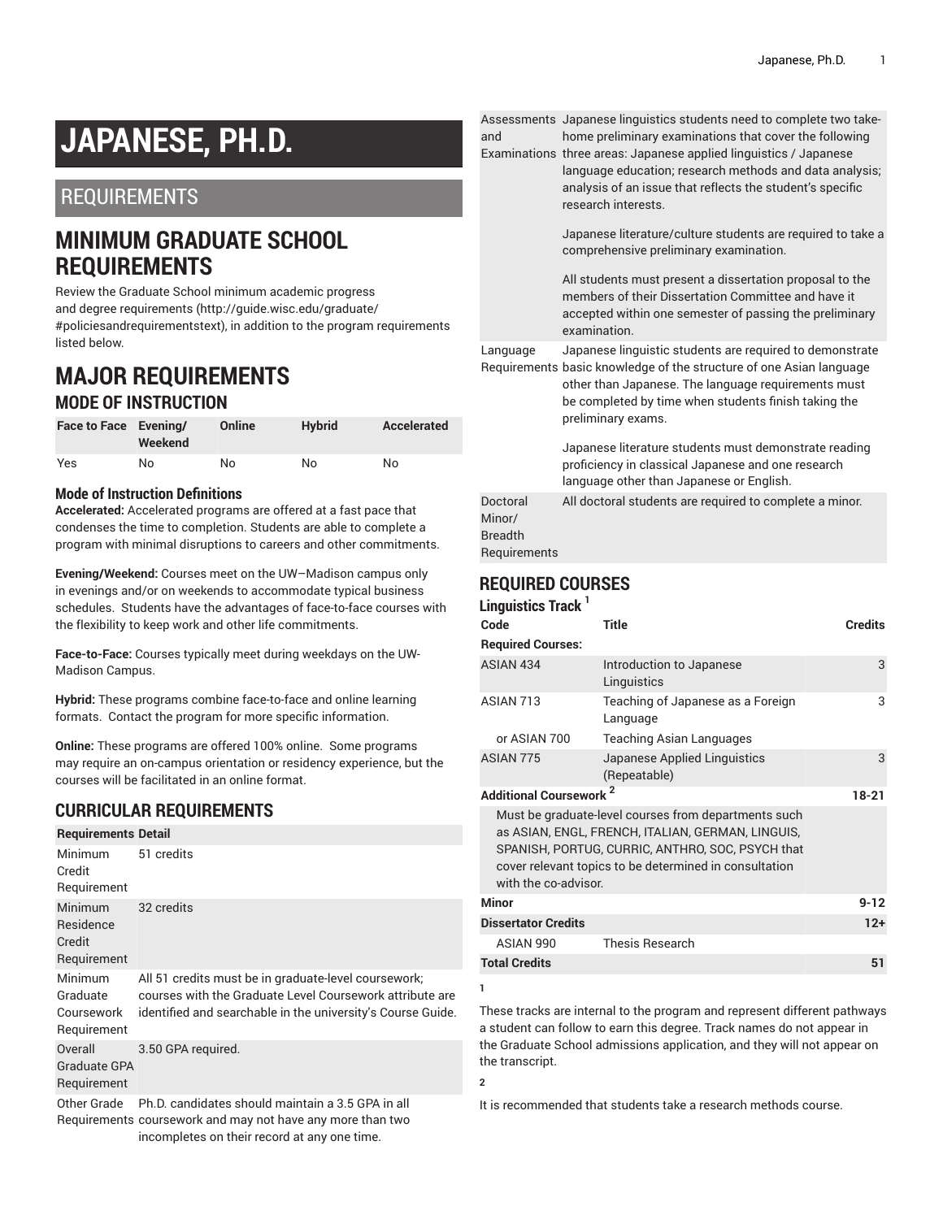# JAPANESE, PH.D.

## REQUIREMENTS

## MINIMUM GRADUATE SCHOOL REQUIREMENTS

Review the Graduate School minimum academic progress and degree requirements (http://guide.wisc.edu/graduate/#policiesandrequirementstext), in addition to the program requirements listed below.

## MAJOR REQUIREMENTS

### MODE OF INSTRUCTION

| Face to Face | Evening/ Weekend | Online | Hybrid | Accelerated |
|---|---|---|---|---|
| Yes | No | No | No | No |

#### Mode of Instruction Definitions

**Accelerated:** Accelerated programs are offered at a fast pace that condenses the time to completion. Students are able to complete a program with minimal disruptions to careers and other commitments.

**Evening/Weekend:** Courses meet on the UW–Madison campus only in evenings and/or on weekends to accommodate typical business schedules. Students have the advantages of face-to-face courses with the flexibility to keep work and other life commitments.

**Face-to-Face:** Courses typically meet during weekdays on the UW-Madison Campus.

**Hybrid:** These programs combine face-to-face and online learning formats. Contact the program for more specific information.

**Online:** These programs are offered 100% online. Some programs may require an on-campus orientation or residency experience, but the courses will be facilitated in an online format.

### CURRICULAR REQUIREMENTS

| Requirements | Detail |
|---|---|
| Minimum Credit Requirement | 51 credits |
| Minimum Residence Credit Requirement | 32 credits |
| Minimum Graduate Coursework Requirement | All 51 credits must be in graduate-level coursework; courses with the Graduate Level Coursework attribute are identified and searchable in the university's Course Guide. |
| Overall Graduate GPA Requirement | 3.50 GPA required. |
| Other Grade Requirements | Ph.D. candidates should maintain a 3.5 GPA in all coursework and may not have any more than two incompletes on their record at any one time. |
| Assessments and Examinations | Japanese linguistics students need to complete two take-home preliminary examinations that cover the following three areas: Japanese applied linguistics / Japanese language education; research methods and data analysis; analysis of an issue that reflects the student's specific research interests.<br><br>Japanese literature/culture students are required to take a comprehensive preliminary examination.<br><br>All students must present a dissertation proposal to the members of their Dissertation Committee and have it accepted within one semester of passing the preliminary examination. |
| Language Requirements | Japanese linguistic students are required to demonstrate basic knowledge of the structure of one Asian language other than Japanese. The language requirements must be completed by time when students finish taking the preliminary exams.<br><br>Japanese literature students must demonstrate reading proficiency in classical Japanese and one research language other than Japanese or English. |
| Doctoral Minor/ Breadth Requirements | All doctoral students are required to complete a minor. |

### REQUIRED COURSES

#### Linguistics Track [1]

| Code | Title | Credits |
|---|---|---|
| **Required Courses:** | | |
| ASIAN 434 | Introduction to Japanese Linguistics | 3 |
| ASIAN 713 | Teaching of Japanese as a Foreign Language | 3 |
| or ASIAN 700 | Teaching Asian Languages | |
| ASIAN 775 | Japanese Applied Linguistics (Repeatable) | 3 |
| **Additional Coursework [2]** | | 18-21 |
| Must be graduate-level courses from departments such as ASIAN, ENGL, FRENCH, ITALIAN, GERMAN, LINGUIS, SPANISH, PORTUG, CURRIC, ANTHRO, SOC, PSYCH that cover relevant topics to be determined in consultation with the co-advisor. | | |
| **Minor** | | 9-12 |
| **Dissertator Credits** | | 12+ |
| ASIAN 990 | Thesis Research | |
| **Total Credits** | | 51 |

1

These tracks are internal to the program and represent different pathways a student can follow to earn this degree. Track names do not appear in the Graduate School admissions application, and they will not appear on the transcript.

2

It is recommended that students take a research methods course.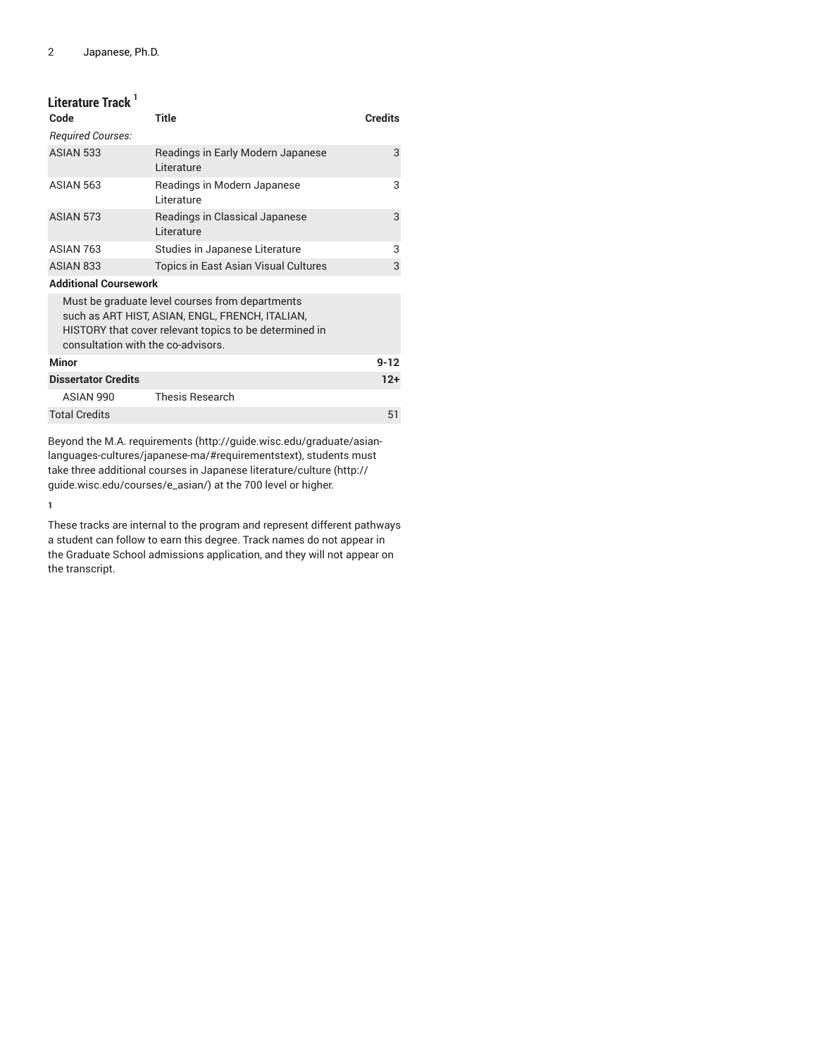## Literature Track [1]

| Code | Title | Credits |
| --- | --- | --- |
| *Required Courses:* | | |
| ASIAN 533 | Readings in Early Modern Japanese Literature | 3 |
| ASIAN 563 | Readings in Modern Japanese Literature | 3 |
| ASIAN 573 | Readings in Classical Japanese Literature | 3 |
| ASIAN 763 | Studies in Japanese Literature | 3 |
| ASIAN 833 | Topics in East Asian Visual Cultures | 3 |
| **Additional Coursework** | | |
| Must be graduate level courses from departments such as ART HIST, ASIAN, ENGL, FRENCH, ITALIAN, HISTORY that cover relevant topics to be determined in consultation with the co-advisors. | | |
| **Minor** | | **9-12** |
| **Dissertator Credits** | | **12+** |
| ASIAN 990 | Thesis Research | |
| Total Credits | | 51 |

Beyond the M.A. requirements (http://guide.wisc.edu/graduate/asian-languages-cultures/japanese-ma/#requirementstext), students must take three additional courses in Japanese literature/culture (http://guide.wisc.edu/courses/e_asian/) at the 700 level or higher.

1

These tracks are internal to the program and represent different pathways a student can follow to earn this degree. Track names do not appear in the Graduate School admissions application, and they will not appear on the transcript.